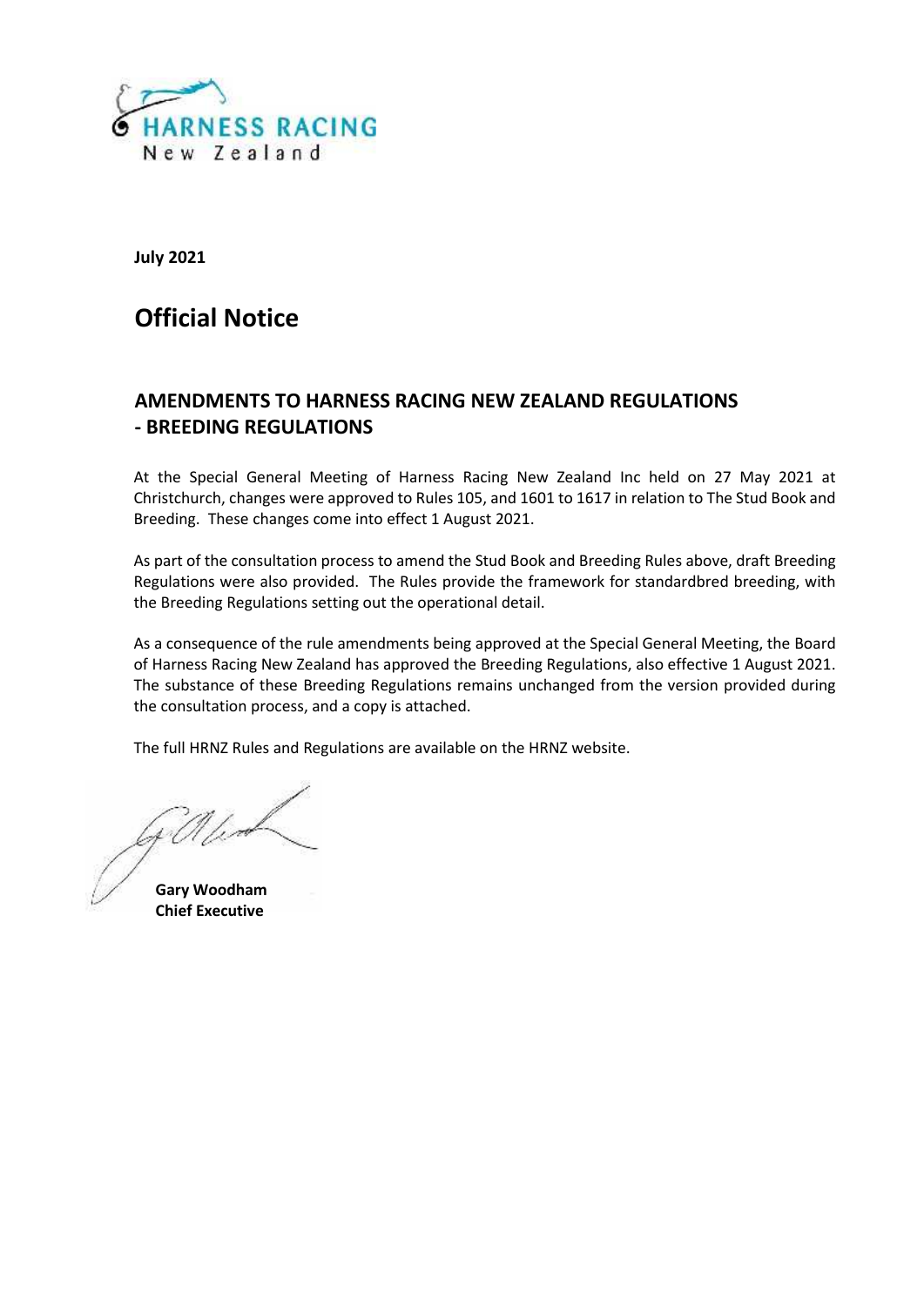HARNESS RACING
New Zealand

**July 2021**

# Official Notice

## AMENDMENTS TO HARNESS RACING NEW ZEALAND REGULATIONS - BREEDING REGULATIONS

At the Special General Meeting of Harness Racing New Zealand Inc held on 27 May 2021 at Christchurch, changes were approved to Rules 105, and 1601 to 1617 in relation to The Stud Book and Breeding. These changes come into effect 1 August 2021.

As part of the consultation process to amend the Stud Book and Breeding Rules above, draft Breeding Regulations were also provided. The Rules provide the framework for standardbred breeding, with the Breeding Regulations setting out the operational detail.

As a consequence of the rule amendments being approved at the Special General Meeting, the Board of Harness Racing New Zealand has approved the Breeding Regulations, also effective 1 August 2021. The substance of these Breeding Regulations remains unchanged from the version provided during the consultation process, and a copy is attached.

The full HRNZ Rules and Regulations are available on the HRNZ website.

**Gary Woodham**
**Chief Executive**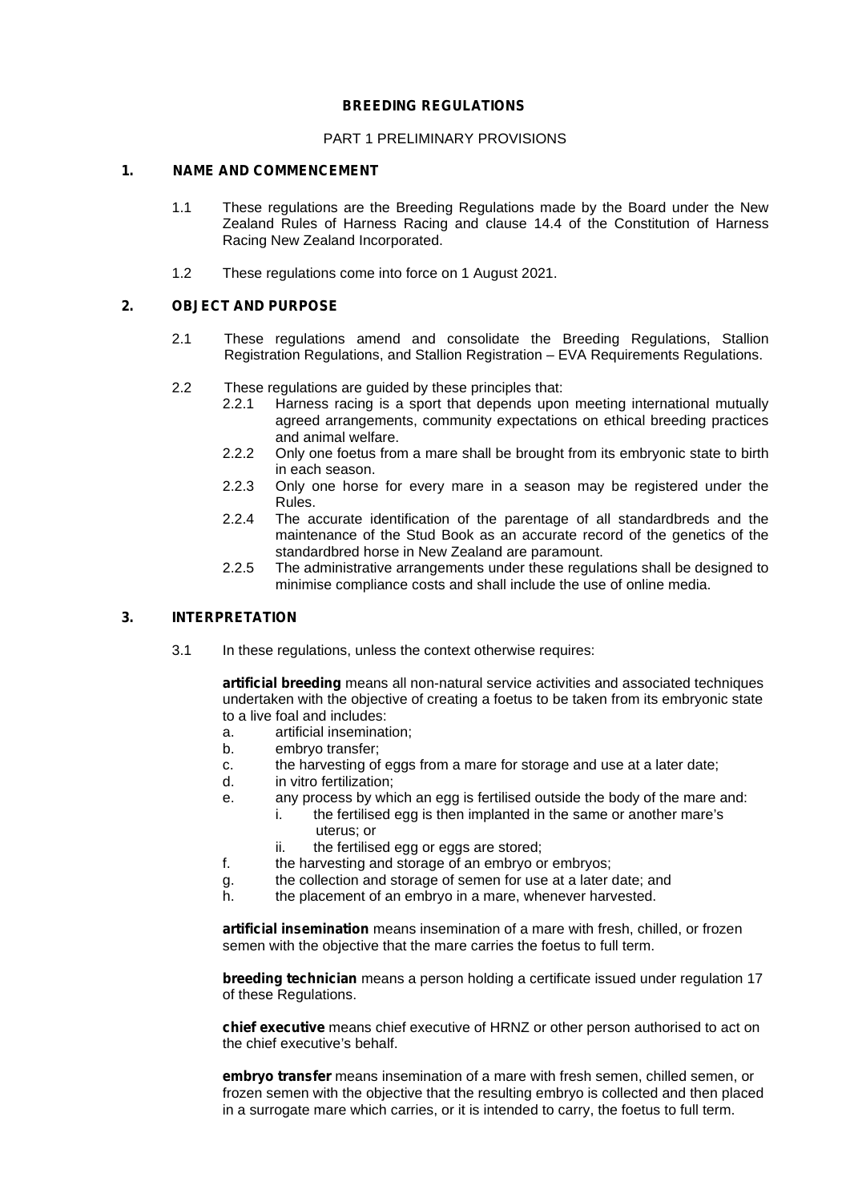# BREEDING REGULATIONS

## PART 1 PRELIMINARY PROVISIONS

### 1. NAME AND COMMENCEMENT

1.1 These regulations are the Breeding Regulations made by the Board under the New Zealand Rules of Harness Racing and clause 14.4 of the Constitution of Harness Racing New Zealand Incorporated.

1.2 These regulations come into force on 1 August 2021.

### 2. OBJECT AND PURPOSE

2.1 These regulations amend and consolidate the Breeding Regulations, Stallion Registration Regulations, and Stallion Registration – EVA Requirements Regulations.

2.2 These regulations are guided by these principles that:

2.2.1 Harness racing is a sport that depends upon meeting international mutually agreed arrangements, community expectations on ethical breeding practices and animal welfare.

2.2.2 Only one foetus from a mare shall be brought from its embryonic state to birth in each season.

2.2.3 Only one horse for every mare in a season may be registered under the Rules.

2.2.4 The accurate identification of the parentage of all standardbreds and the maintenance of the Stud Book as an accurate record of the genetics of the standardbred horse in New Zealand are paramount.

2.2.5 The administrative arrangements under these regulations shall be designed to minimise compliance costs and shall include the use of online media.

### 3. INTERPRETATION

3.1 In these regulations, unless the context otherwise requires:

**artificial breeding** means all non-natural service activities and associated techniques undertaken with the objective of creating a foetus to be taken from its embryonic state to a live foal and includes:

a. artificial insemination;
b. embryo transfer;
c. the harvesting of eggs from a mare for storage and use at a later date;
d. in vitro fertilization;
e. any process by which an egg is fertilised outside the body of the mare and:
   i. the fertilised egg is then implanted in the same or another mare's uterus; or
   ii. the fertilised egg or eggs are stored;
f. the harvesting and storage of an embryo or embryos;
g. the collection and storage of semen for use at a later date; and
h. the placement of an embryo in a mare, whenever harvested.

**artificial insemination** means insemination of a mare with fresh, chilled, or frozen semen with the objective that the mare carries the foetus to full term.

**breeding technician** means a person holding a certificate issued under regulation 17 of these Regulations.

**chief executive** means chief executive of HRNZ or other person authorised to act on the chief executive's behalf.

**embryo transfer** means insemination of a mare with fresh semen, chilled semen, or frozen semen with the objective that the resulting embryo is collected and then placed in a surrogate mare which carries, or it is intended to carry, the foetus to full term.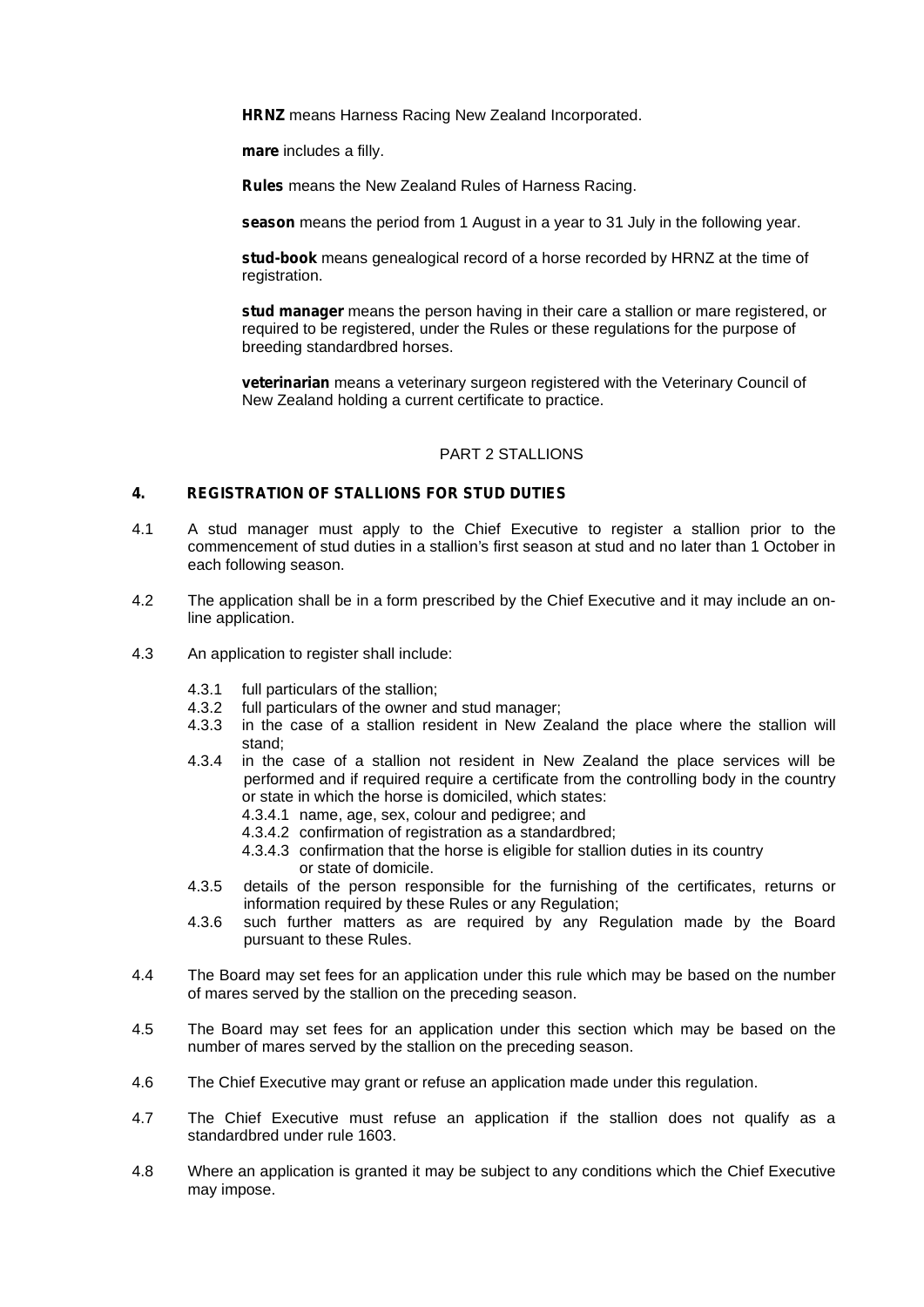**HRNZ** means Harness Racing New Zealand Incorporated.

**mare** includes a filly.

**Rules** means the New Zealand Rules of Harness Racing.

**season** means the period from 1 August in a year to 31 July in the following year.

**stud-book** means genealogical record of a horse recorded by HRNZ at the time of registration.

**stud manager** means the person having in their care a stallion or mare registered, or required to be registered, under the Rules or these regulations for the purpose of breeding standardbred horses.

**veterinarian** means a veterinary surgeon registered with the Veterinary Council of New Zealand holding a current certificate to practice.

## PART 2 STALLIONS

### 4. REGISTRATION OF STALLIONS FOR STUD DUTIES

4.1 A stud manager must apply to the Chief Executive to register a stallion prior to the commencement of stud duties in a stallion's first season at stud and no later than 1 October in each following season.

4.2 The application shall be in a form prescribed by the Chief Executive and it may include an on-line application.

4.3 An application to register shall include:

- 4.3.1 full particulars of the stallion;
- 4.3.2 full particulars of the owner and stud manager;
- 4.3.3 in the case of a stallion resident in New Zealand the place where the stallion will stand;
- 4.3.4 in the case of a stallion not resident in New Zealand the place services will be performed and if required require a certificate from the controlling body in the country or state in which the horse is domiciled, which states:
  - 4.3.4.1 name, age, sex, colour and pedigree; and
  - 4.3.4.2 confirmation of registration as a standardbred;
  - 4.3.4.3 confirmation that the horse is eligible for stallion duties in its country or state of domicile.
- 4.3.5 details of the person responsible for the furnishing of the certificates, returns or information required by these Rules or any Regulation;
- 4.3.6 such further matters as are required by any Regulation made by the Board pursuant to these Rules.

4.4 The Board may set fees for an application under this rule which may be based on the number of mares served by the stallion on the preceding season.

4.5 The Board may set fees for an application under this section which may be based on the number of mares served by the stallion on the preceding season.

4.6 The Chief Executive may grant or refuse an application made under this regulation.

4.7 The Chief Executive must refuse an application if the stallion does not qualify as a standardbred under rule 1603.

4.8 Where an application is granted it may be subject to any conditions which the Chief Executive may impose.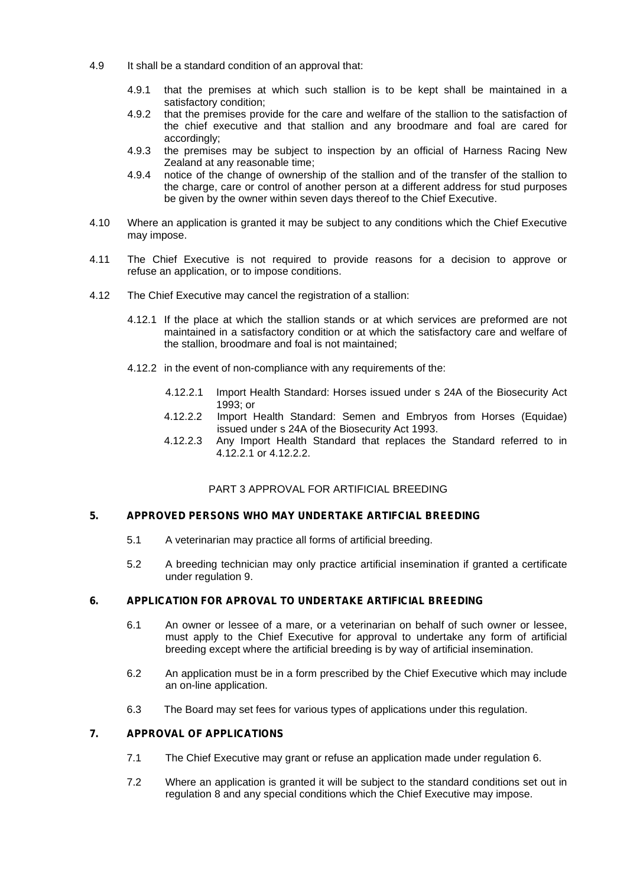4.9 It shall be a standard condition of an approval that:

- 4.9.1 that the premises at which such stallion is to be kept shall be maintained in a satisfactory condition;
- 4.9.2 that the premises provide for the care and welfare of the stallion to the satisfaction of the chief executive and that stallion and any broodmare and foal are cared for accordingly;
- 4.9.3 the premises may be subject to inspection by an official of Harness Racing New Zealand at any reasonable time;
- 4.9.4 notice of the change of ownership of the stallion and of the transfer of the stallion to the charge, care or control of another person at a different address for stud purposes be given by the owner within seven days thereof to the Chief Executive.

4.10 Where an application is granted it may be subject to any conditions which the Chief Executive may impose.

4.11 The Chief Executive is not required to provide reasons for a decision to approve or refuse an application, or to impose conditions.

4.12 The Chief Executive may cancel the registration of a stallion:

- 4.12.1 If the place at which the stallion stands or at which services are preformed are not maintained in a satisfactory condition or at which the satisfactory care and welfare of the stallion, broodmare and foal is not maintained;
- 4.12.2 in the event of non-compliance with any requirements of the:
  - 4.12.2.1 Import Health Standard: Horses issued under s 24A of the Biosecurity Act 1993; or
  - 4.12.2.2 Import Health Standard: Semen and Embryos from Horses (Equidae) issued under s 24A of the Biosecurity Act 1993.
  - 4.12.2.3 Any Import Health Standard that replaces the Standard referred to in 4.12.2.1 or 4.12.2.2.

## PART 3 APPROVAL FOR ARTIFICIAL BREEDING

### 5. APPROVED PERSONS WHO MAY UNDERTAKE ARTIFCIAL BREEDING

5.1 A veterinarian may practice all forms of artificial breeding.

5.2 A breeding technician may only practice artificial insemination if granted a certificate under regulation 9.

### 6. APPLICATION FOR APROVAL TO UNDERTAKE ARTIFICIAL BREEDING

6.1 An owner or lessee of a mare, or a veterinarian on behalf of such owner or lessee, must apply to the Chief Executive for approval to undertake any form of artificial breeding except where the artificial breeding is by way of artificial insemination.

6.2 An application must be in a form prescribed by the Chief Executive which may include an on-line application.

6.3 The Board may set fees for various types of applications under this regulation.

### 7. APPROVAL OF APPLICATIONS

7.1 The Chief Executive may grant or refuse an application made under regulation 6.

7.2 Where an application is granted it will be subject to the standard conditions set out in regulation 8 and any special conditions which the Chief Executive may impose.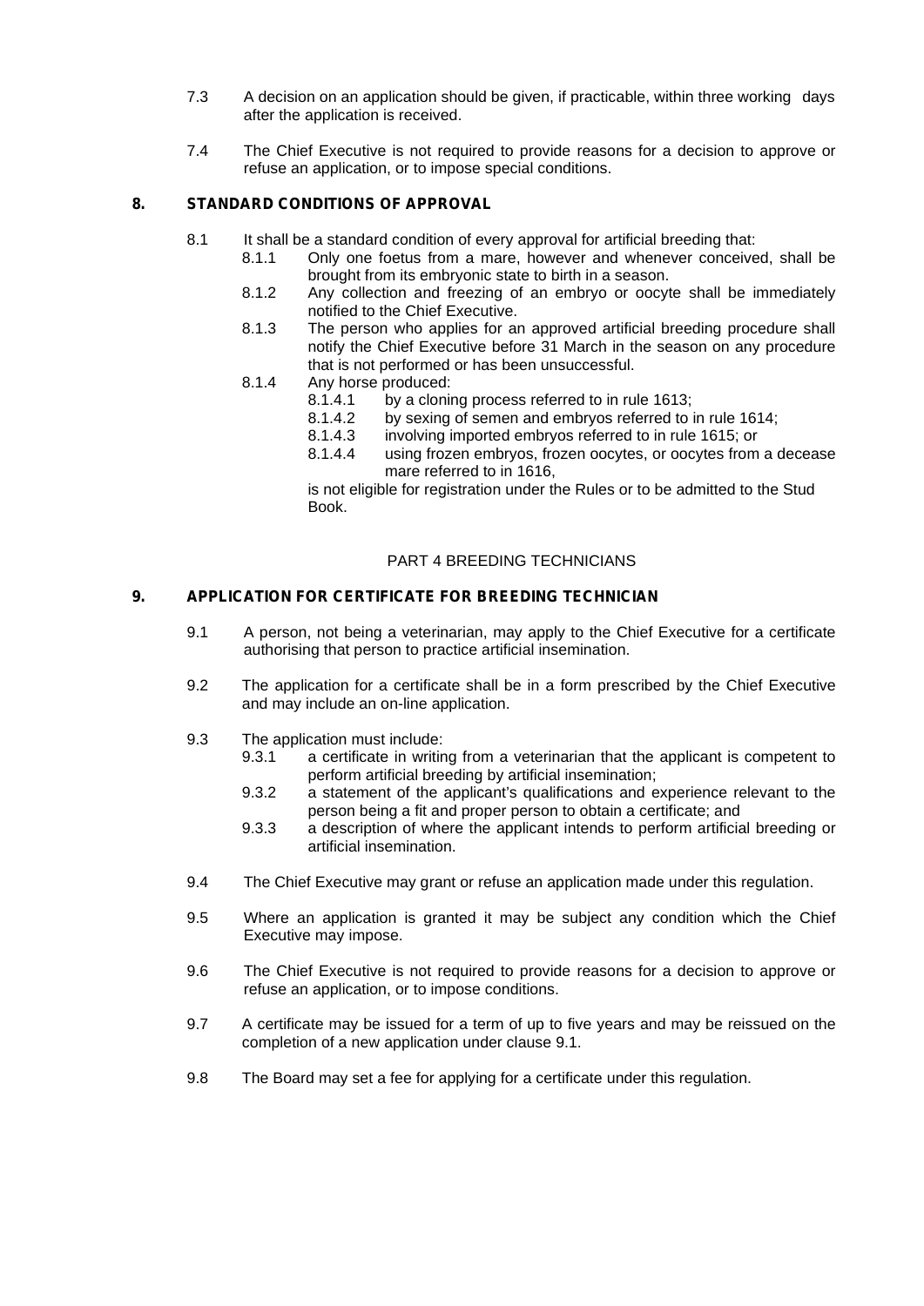7.3 A decision on an application should be given, if practicable, within three working days after the application is received.

7.4 The Chief Executive is not required to provide reasons for a decision to approve or refuse an application, or to impose special conditions.

## 8. STANDARD CONDITIONS OF APPROVAL

8.1 It shall be a standard condition of every approval for artificial breeding that:

- 8.1.1 Only one foetus from a mare, however and whenever conceived, shall be brought from its embryonic state to birth in a season.
- 8.1.2 Any collection and freezing of an embryo or oocyte shall be immediately notified to the Chief Executive.
- 8.1.3 The person who applies for an approved artificial breeding procedure shall notify the Chief Executive before 31 March in the season on any procedure that is not performed or has been unsuccessful.
- 8.1.4 Any horse produced:
  - 8.1.4.1 by a cloning process referred to in rule 1613;
  - 8.1.4.2 by sexing of semen and embryos referred to in rule 1614;
  - 8.1.4.3 involving imported embryos referred to in rule 1615; or
  - 8.1.4.4 using frozen embryos, frozen oocytes, or oocytes from a decease mare referred to in 1616,

  is not eligible for registration under the Rules or to be admitted to the Stud Book.

# PART 4 BREEDING TECHNICIANS

## 9. APPLICATION FOR CERTIFICATE FOR BREEDING TECHNICIAN

9.1 A person, not being a veterinarian, may apply to the Chief Executive for a certificate authorising that person to practice artificial insemination.

9.2 The application for a certificate shall be in a form prescribed by the Chief Executive and may include an on-line application.

9.3 The application must include:

- 9.3.1 a certificate in writing from a veterinarian that the applicant is competent to perform artificial breeding by artificial insemination;
- 9.3.2 a statement of the applicant's qualifications and experience relevant to the person being a fit and proper person to obtain a certificate; and
- 9.3.3 a description of where the applicant intends to perform artificial breeding or artificial insemination.

9.4 The Chief Executive may grant or refuse an application made under this regulation.

9.5 Where an application is granted it may be subject any condition which the Chief Executive may impose.

9.6 The Chief Executive is not required to provide reasons for a decision to approve or refuse an application, or to impose conditions.

9.7 A certificate may be issued for a term of up to five years and may be reissued on the completion of a new application under clause 9.1.

9.8 The Board may set a fee for applying for a certificate under this regulation.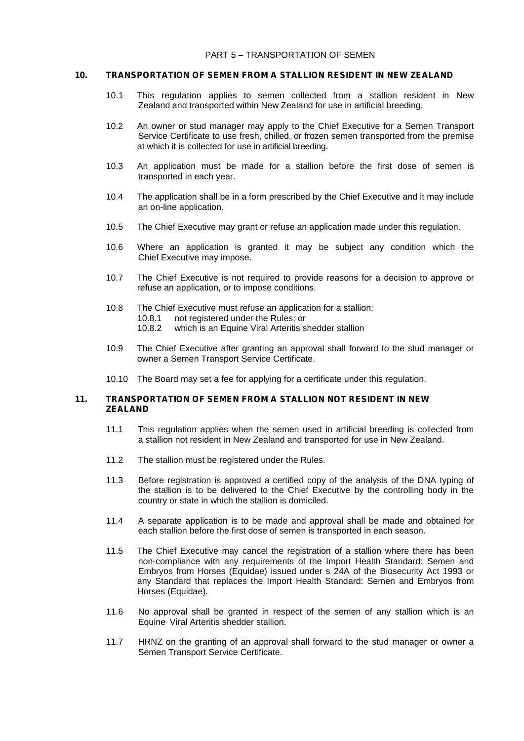## PART 5 – TRANSPORTATION OF SEMEN

### 10. TRANSPORTATION OF SEMEN FROM A STALLION RESIDENT IN NEW ZEALAND

10.1 This regulation applies to semen collected from a stallion resident in New Zealand and transported within New Zealand for use in artificial breeding.

10.2 An owner or stud manager may apply to the Chief Executive for a Semen Transport Service Certificate to use fresh, chilled, or frozen semen transported from the premise at which it is collected for use in artificial breeding.

10.3 An application must be made for a stallion before the first dose of semen is transported in each year.

10.4 The application shall be in a form prescribed by the Chief Executive and it may include an on-line application.

10.5 The Chief Executive may grant or refuse an application made under this regulation.

10.6 Where an application is granted it may be subject any condition which the Chief Executive may impose.

10.7 The Chief Executive is not required to provide reasons for a decision to approve or refuse an application, or to impose conditions.

10.8 The Chief Executive must refuse an application for a stallion:
- 10.8.1 not registered under the Rules; or
- 10.8.2 which is an Equine Viral Arteritis shedder stallion

10.9 The Chief Executive after granting an approval shall forward to the stud manager or owner a Semen Transport Service Certificate.

10.10 The Board may set a fee for applying for a certificate under this regulation.

### 11. TRANSPORTATION OF SEMEN FROM A STALLION NOT RESIDENT IN NEW ZEALAND

11.1 This regulation applies when the semen used in artificial breeding is collected from a stallion not resident in New Zealand and transported for use in New Zealand.

11.2 The stallion must be registered under the Rules.

11.3 Before registration is approved a certified copy of the analysis of the DNA typing of the stallion is to be delivered to the Chief Executive by the controlling body in the country or state in which the stallion is domiciled.

11.4 A separate application is to be made and approval shall be made and obtained for each stallion before the first dose of semen is transported in each season.

11.5 The Chief Executive may cancel the registration of a stallion where there has been non-compliance with any requirements of the Import Health Standard: Semen and Embryos from Horses (Equidae) issued under s 24A of the Biosecurity Act 1993 or any Standard that replaces the Import Health Standard: Semen and Embryos from Horses (Equidae).

11.6 No approval shall be granted in respect of the semen of any stallion which is an Equine Viral Arteritis shedder stallion.

11.7 HRNZ on the granting of an approval shall forward to the stud manager or owner a Semen Transport Service Certificate.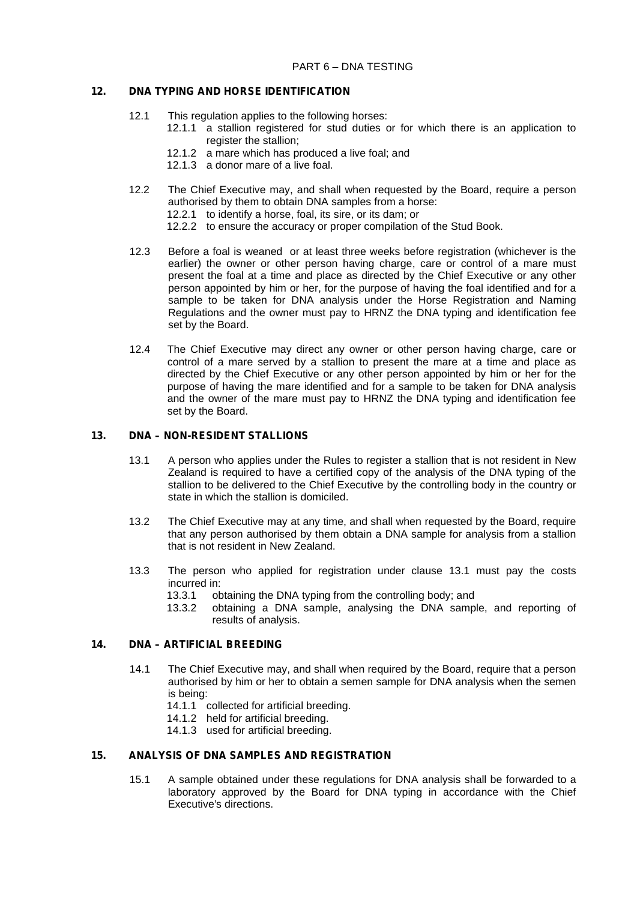# PART 6 – DNA TESTING

## 12. DNA TYPING AND HORSE IDENTIFICATION

12.1 This regulation applies to the following horses:

- 12.1.1 a stallion registered for stud duties or for which there is an application to register the stallion;
- 12.1.2 a mare which has produced a live foal; and
- 12.1.3 a donor mare of a live foal.

12.2 The Chief Executive may, and shall when requested by the Board, require a person authorised by them to obtain DNA samples from a horse:

- 12.2.1 to identify a horse, foal, its sire, or its dam; or
- 12.2.2 to ensure the accuracy or proper compilation of the Stud Book.

12.3 Before a foal is weaned or at least three weeks before registration (whichever is the earlier) the owner or other person having charge, care or control of a mare must present the foal at a time and place as directed by the Chief Executive or any other person appointed by him or her, for the purpose of having the foal identified and for a sample to be taken for DNA analysis under the Horse Registration and Naming Regulations and the owner must pay to HRNZ the DNA typing and identification fee set by the Board.

12.4 The Chief Executive may direct any owner or other person having charge, care or control of a mare served by a stallion to present the mare at a time and place as directed by the Chief Executive or any other person appointed by him or her for the purpose of having the mare identified and for a sample to be taken for DNA analysis and the owner of the mare must pay to HRNZ the DNA typing and identification fee set by the Board.

## 13. DNA – NON-RESIDENT STALLIONS

13.1 A person who applies under the Rules to register a stallion that is not resident in New Zealand is required to have a certified copy of the analysis of the DNA typing of the stallion to be delivered to the Chief Executive by the controlling body in the country or state in which the stallion is domiciled.

13.2 The Chief Executive may at any time, and shall when requested by the Board, require that any person authorised by them obtain a DNA sample for analysis from a stallion that is not resident in New Zealand.

13.3 The person who applied for registration under clause 13.1 must pay the costs incurred in:

- 13.3.1 obtaining the DNA typing from the controlling body; and
- 13.3.2 obtaining a DNA sample, analysing the DNA sample, and reporting of results of analysis.

## 14. DNA – ARTIFICIAL BREEDING

14.1 The Chief Executive may, and shall when required by the Board, require that a person authorised by him or her to obtain a semen sample for DNA analysis when the semen is being:

- 14.1.1 collected for artificial breeding.
- 14.1.2 held for artificial breeding.
- 14.1.3 used for artificial breeding.

## 15. ANALYSIS OF DNA SAMPLES AND REGISTRATION

15.1 A sample obtained under these regulations for DNA analysis shall be forwarded to a laboratory approved by the Board for DNA typing in accordance with the Chief Executive's directions.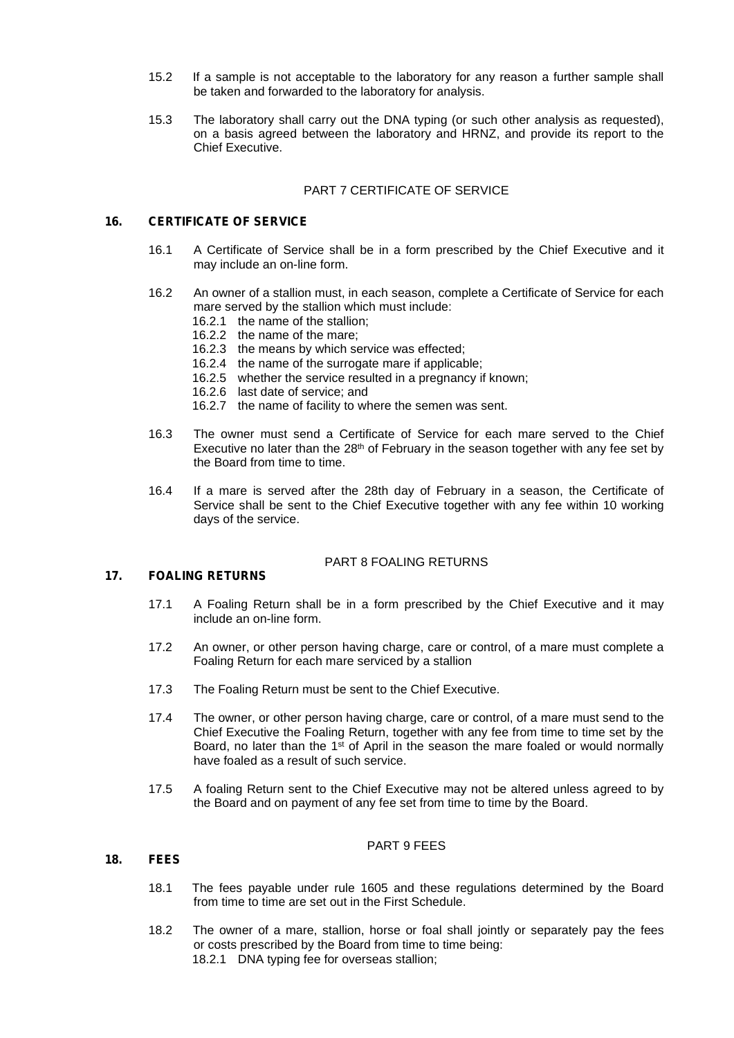15.2 If a sample is not acceptable to the laboratory for any reason a further sample shall be taken and forwarded to the laboratory for analysis.

15.3 The laboratory shall carry out the DNA typing (or such other analysis as requested), on a basis agreed between the laboratory and HRNZ, and provide its report to the Chief Executive.

PART 7 CERTIFICATE OF SERVICE

## 16. CERTIFICATE OF SERVICE

16.1 A Certificate of Service shall be in a form prescribed by the Chief Executive and it may include an on-line form.

16.2 An owner of a stallion must, in each season, complete a Certificate of Service for each mare served by the stallion which must include:

- 16.2.1 the name of the stallion;
- 16.2.2 the name of the mare;
- 16.2.3 the means by which service was effected;
- 16.2.4 the name of the surrogate mare if applicable;
- 16.2.5 whether the service resulted in a pregnancy if known;
- 16.2.6 last date of service; and
- 16.2.7 the name of facility to where the semen was sent.

16.3 The owner must send a Certificate of Service for each mare served to the Chief Executive no later than the 28th of February in the season together with any fee set by the Board from time to time.

16.4 If a mare is served after the 28th day of February in a season, the Certificate of Service shall be sent to the Chief Executive together with any fee within 10 working days of the service.

PART 8 FOALING RETURNS

## 17. FOALING RETURNS

17.1 A Foaling Return shall be in a form prescribed by the Chief Executive and it may include an on-line form.

17.2 An owner, or other person having charge, care or control, of a mare must complete a Foaling Return for each mare serviced by a stallion

17.3 The Foaling Return must be sent to the Chief Executive.

17.4 The owner, or other person having charge, care or control, of a mare must send to the Chief Executive the Foaling Return, together with any fee from time to time set by the Board, no later than the 1st of April in the season the mare foaled or would normally have foaled as a result of such service.

17.5 A foaling Return sent to the Chief Executive may not be altered unless agreed to by the Board and on payment of any fee set from time to time by the Board.

PART 9 FEES

## 18. FEES

18.1 The fees payable under rule 1605 and these regulations determined by the Board from time to time are set out in the First Schedule.

18.2 The owner of a mare, stallion, horse or foal shall jointly or separately pay the fees or costs prescribed by the Board from time to time being:

- 18.2.1 DNA typing fee for overseas stallion;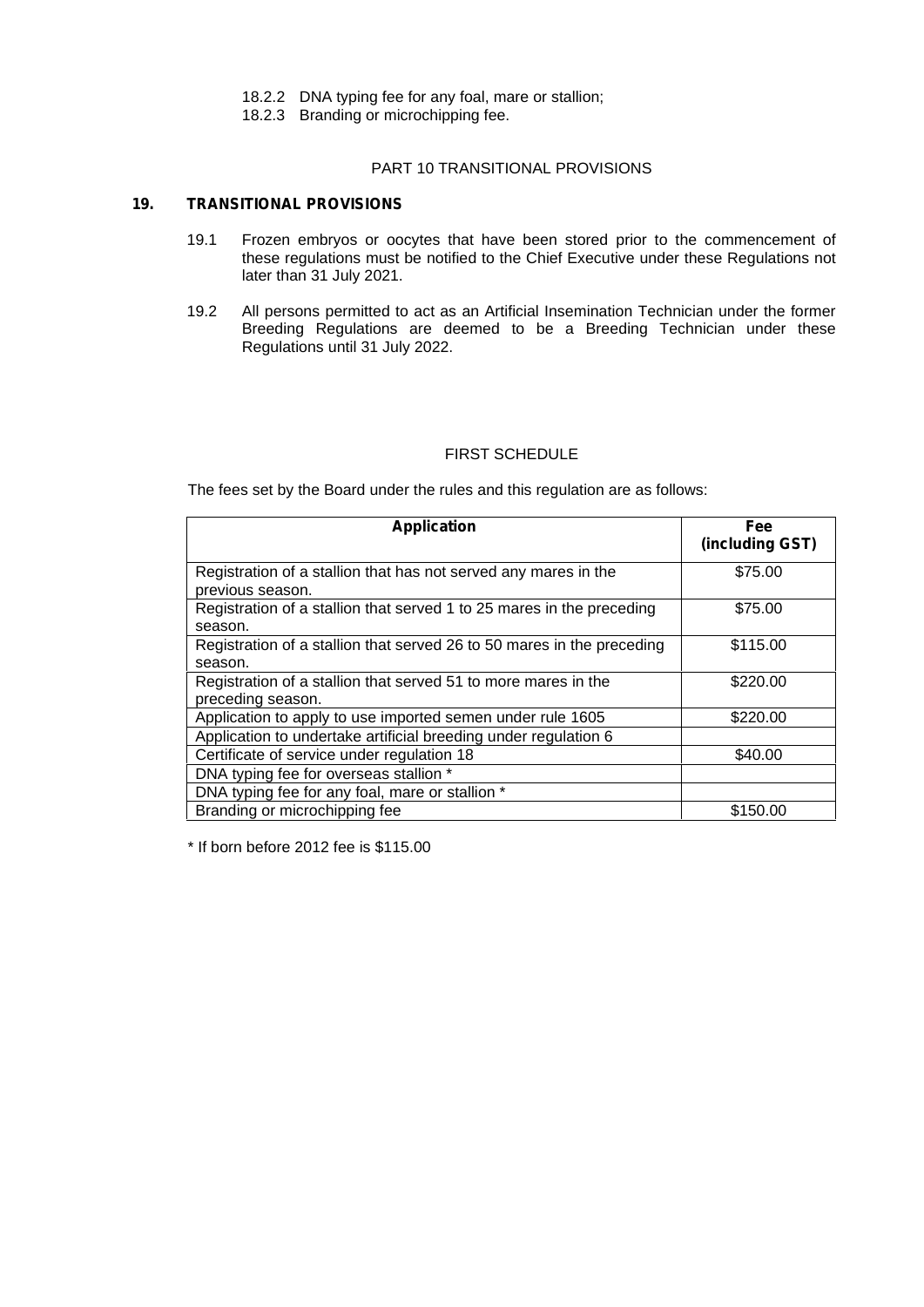18.2.2 DNA typing fee for any foal, mare or stallion;

18.2.3 Branding or microchipping fee.

PART 10 TRANSITIONAL PROVISIONS

**19. TRANSITIONAL PROVISIONS**

19.1 Frozen embryos or oocytes that have been stored prior to the commencement of these regulations must be notified to the Chief Executive under these Regulations not later than 31 July 2021.

19.2 All persons permitted to act as an Artificial Insemination Technician under the former Breeding Regulations are deemed to be a Breeding Technician under these Regulations until 31 July 2022.

FIRST SCHEDULE

The fees set by the Board under the rules and this regulation are as follows:

| Application | Fee (including GST) |
|---|---|
| Registration of a stallion that has not served any mares in the previous season. | $75.00 |
| Registration of a stallion that served 1 to 25 mares in the preceding season. | $75.00 |
| Registration of a stallion that served 26 to 50 mares in the preceding season. | $115.00 |
| Registration of a stallion that served 51 to more mares in the preceding season. | $220.00 |
| Application to apply to use imported semen under rule 1605 | $220.00 |
| Application to undertake artificial breeding under regulation 6 | |
| Certificate of service under regulation 18 | $40.00 |
| DNA typing fee for overseas stallion * | |
| DNA typing fee for any foal, mare or stallion * | |
| Branding or microchipping fee | $150.00 |

* If born before 2012 fee is $115.00